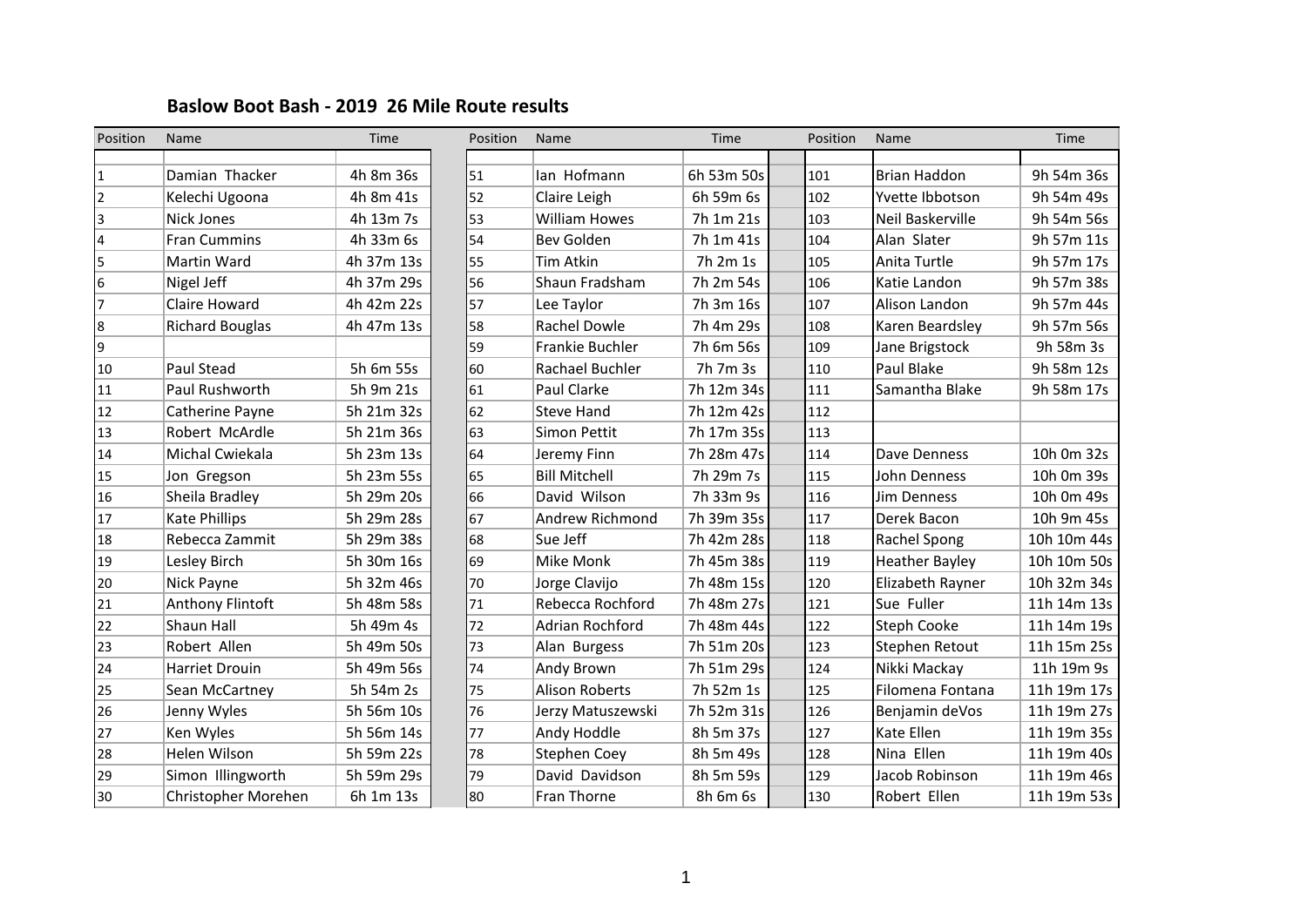## Baslow Boot Bash - 2019 26 Mile Route results

| Position | Name | Time | Position | Name | Time | Position | Name | Time |
|---|---|---|---|---|---|---|---|---|
| 1 | Damian Thacker | 4h 8m 36s | 51 | Ian Hofmann | 6h 53m 50s | 101 | Brian Haddon | 9h 54m 36s |
| 2 | Kelechi Ugoona | 4h 8m 41s | 52 | Claire Leigh | 6h 59m 6s | 102 | Yvette Ibbotson | 9h 54m 49s |
| 3 | Nick Jones | 4h 13m 7s | 53 | William Howes | 7h 1m 21s | 103 | Neil Baskerville | 9h 54m 56s |
| 4 | Fran Cummins | 4h 33m 6s | 54 | Bev Golden | 7h 1m 41s | 104 | Alan Slater | 9h 57m 11s |
| 5 | Martin Ward | 4h 37m 13s | 55 | Tim Atkin | 7h 2m 1s | 105 | Anita Turtle | 9h 57m 17s |
| 6 | Nigel Jeff | 4h 37m 29s | 56 | Shaun Fradsham | 7h 2m 54s | 106 | Katie Landon | 9h 57m 38s |
| 7 | Claire Howard | 4h 42m 22s | 57 | Lee Taylor | 7h 3m 16s | 107 | Alison Landon | 9h 57m 44s |
| 8 | Richard Bouglas | 4h 47m 13s | 58 | Rachel Dowle | 7h 4m 29s | 108 | Karen Beardsley | 9h 57m 56s |
| 9 | | | 59 | Frankie Buchler | 7h 6m 56s | 109 | Jane Brigstock | 9h 58m 3s |
| 10 | Paul Stead | 5h 6m 55s | 60 | Rachael Buchler | 7h 7m 3s | 110 | Paul Blake | 9h 58m 12s |
| 11 | Paul Rushworth | 5h 9m 21s | 61 | Paul Clarke | 7h 12m 34s | 111 | Samantha Blake | 9h 58m 17s |
| 12 | Catherine Payne | 5h 21m 32s | 62 | Steve Hand | 7h 12m 42s | 112 | | |
| 13 | Robert McArdle | 5h 21m 36s | 63 | Simon Pettit | 7h 17m 35s | 113 | | |
| 14 | Michal Cwiekala | 5h 23m 13s | 64 | Jeremy Finn | 7h 28m 47s | 114 | Dave Denness | 10h 0m 32s |
| 15 | Jon Gregson | 5h 23m 55s | 65 | Bill Mitchell | 7h 29m 7s | 115 | John Denness | 10h 0m 39s |
| 16 | Sheila Bradley | 5h 29m 20s | 66 | David Wilson | 7h 33m 9s | 116 | Jim Denness | 10h 0m 49s |
| 17 | Kate Phillips | 5h 29m 28s | 67 | Andrew Richmond | 7h 39m 35s | 117 | Derek Bacon | 10h 9m 45s |
| 18 | Rebecca Zammit | 5h 29m 38s | 68 | Sue Jeff | 7h 42m 28s | 118 | Rachel Spong | 10h 10m 44s |
| 19 | Lesley Birch | 5h 30m 16s | 69 | Mike Monk | 7h 45m 38s | 119 | Heather Bayley | 10h 10m 50s |
| 20 | Nick Payne | 5h 32m 46s | 70 | Jorge Clavijo | 7h 48m 15s | 120 | Elizabeth Rayner | 10h 32m 34s |
| 21 | Anthony Flintoft | 5h 48m 58s | 71 | Rebecca Rochford | 7h 48m 27s | 121 | Sue Fuller | 11h 14m 13s |
| 22 | Shaun Hall | 5h 49m 4s | 72 | Adrian Rochford | 7h 48m 44s | 122 | Steph Cooke | 11h 14m 19s |
| 23 | Robert Allen | 5h 49m 50s | 73 | Alan Burgess | 7h 51m 20s | 123 | Stephen Retout | 11h 15m 25s |
| 24 | Harriet Drouin | 5h 49m 56s | 74 | Andy Brown | 7h 51m 29s | 124 | Nikki Mackay | 11h 19m 9s |
| 25 | Sean McCartney | 5h 54m 2s | 75 | Alison Roberts | 7h 52m 1s | 125 | Filomena Fontana | 11h 19m 17s |
| 26 | Jenny Wyles | 5h 56m 10s | 76 | Jerzy Matuszewski | 7h 52m 31s | 126 | Benjamin deVos | 11h 19m 27s |
| 27 | Ken Wyles | 5h 56m 14s | 77 | Andy Hoddle | 8h 5m 37s | 127 | Kate Ellen | 11h 19m 35s |
| 28 | Helen Wilson | 5h 59m 22s | 78 | Stephen Coey | 8h 5m 49s | 128 | Nina Ellen | 11h 19m 40s |
| 29 | Simon Illingworth | 5h 59m 29s | 79 | David Davidson | 8h 5m 59s | 129 | Jacob Robinson | 11h 19m 46s |
| 30 | Christopher Morehen | 6h 1m 13s | 80 | Fran Thorne | 8h 6m 6s | 130 | Robert Ellen | 11h 19m 53s |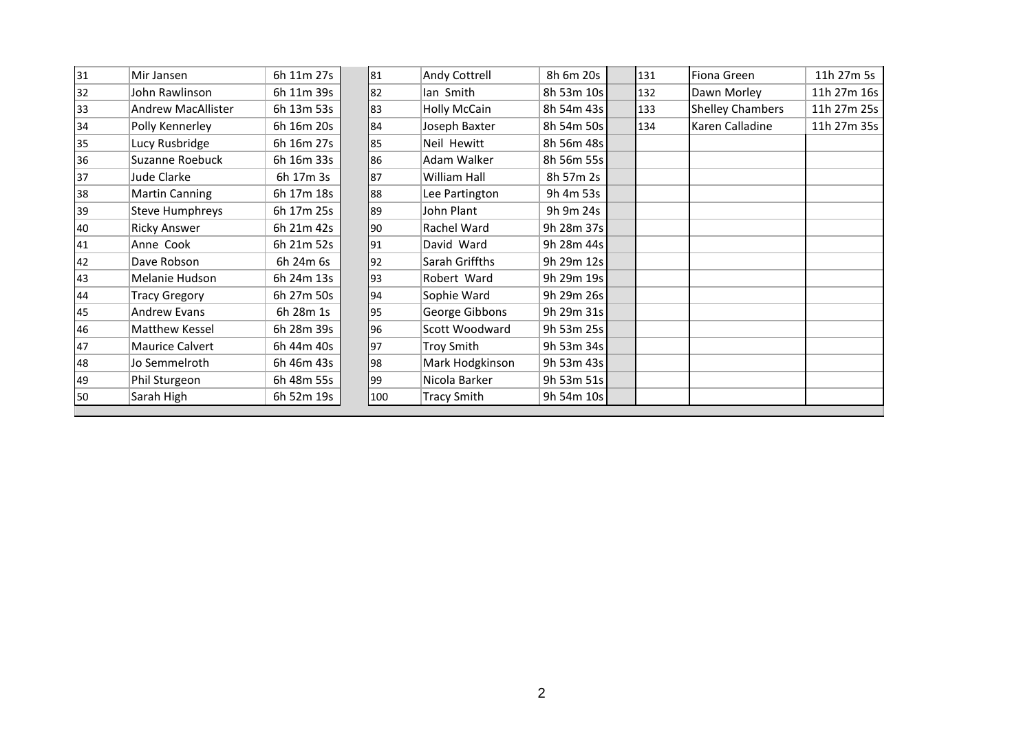| | | | | | | | | |
|---|---|---|---|---|---|---|---|---|
| 31 | Mir Jansen | 6h 11m 27s | 81 | Andy Cottrell | 8h 6m 20s | 131 | Fiona Green | 11h 27m 5s |
| 32 | John Rawlinson | 6h 11m 39s | 82 | Ian  Smith | 8h 53m 10s | 132 | Dawn Morley | 11h 27m 16s |
| 33 | Andrew MacAllister | 6h 13m 53s | 83 | Holly McCain | 8h 54m 43s | 133 | Shelley Chambers | 11h 27m 25s |
| 34 | Polly Kennerley | 6h 16m 20s | 84 | Joseph Baxter | 8h 54m 50s | 134 | Karen Calladine | 11h 27m 35s |
| 35 | Lucy Rusbridge | 6h 16m 27s | 85 | Neil  Hewitt | 8h 56m 48s | | | |
| 36 | Suzanne Roebuck | 6h 16m 33s | 86 | Adam Walker | 8h 56m 55s | | | |
| 37 | Jude Clarke | 6h 17m 3s | 87 | William Hall | 8h 57m 2s | | | |
| 38 | Martin Canning | 6h 17m 18s | 88 | Lee Partington | 9h 4m 53s | | | |
| 39 | Steve Humphreys | 6h 17m 25s | 89 | John Plant | 9h 9m 24s | | | |
| 40 | Ricky Answer | 6h 21m 42s | 90 | Rachel Ward | 9h 28m 37s | | | |
| 41 | Anne  Cook | 6h 21m 52s | 91 | David  Ward | 9h 28m 44s | | | |
| 42 | Dave Robson | 6h 24m 6s | 92 | Sarah Griffths | 9h 29m 12s | | | |
| 43 | Melanie Hudson | 6h 24m 13s | 93 | Robert  Ward | 9h 29m 19s | | | |
| 44 | Tracy Gregory | 6h 27m 50s | 94 | Sophie Ward | 9h 29m 26s | | | |
| 45 | Andrew Evans | 6h 28m 1s | 95 | George Gibbons | 9h 29m 31s | | | |
| 46 | Matthew Kessel | 6h 28m 39s | 96 | Scott Woodward | 9h 53m 25s | | | |
| 47 | Maurice Calvert | 6h 44m 40s | 97 | Troy Smith | 9h 53m 34s | | | |
| 48 | Jo Semmelroth | 6h 46m 43s | 98 | Mark Hodgkinson | 9h 53m 43s | | | |
| 49 | Phil Sturgeon | 6h 48m 55s | 99 | Nicola Barker | 9h 53m 51s | | | |
| 50 | Sarah High | 6h 52m 19s | 100 | Tracy Smith | 9h 54m 10s | | | |